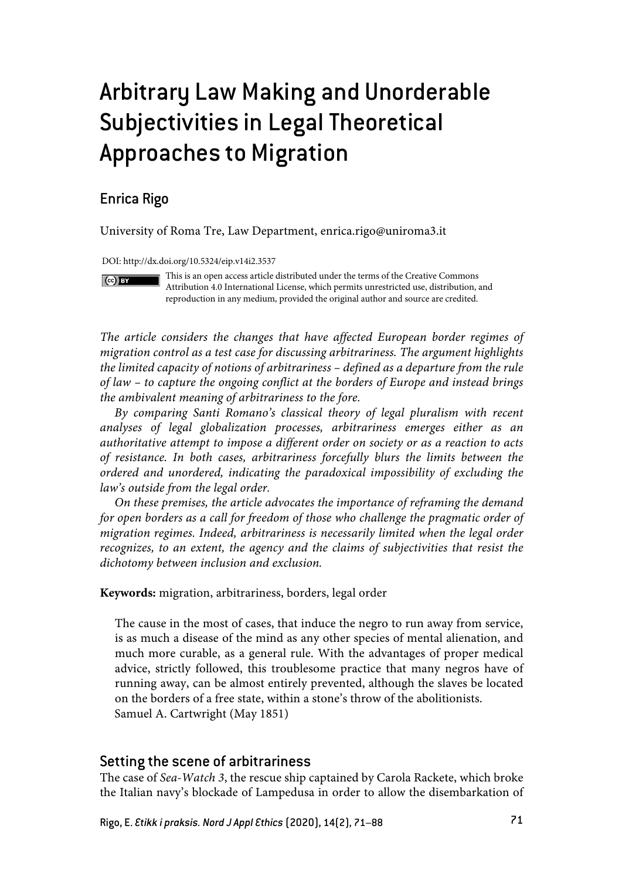# Arbitrary Law Making and Unorderable Subjectivities in Legal Theoretical Approaches to Migration

## Enrica Rigo

University of Roma Tre, Law Department, enrica.rigo@uniroma3.it

DOI: http://dx.doi.org/10.5324/eip.v14i2.3537

This is an open access article distributed under the terms of the Creative Commons Attribution 4.0 International License, which permits unrestricted use, distribution, and reproduction in any medium, provided the original author and source are credited.

*The article considers the changes that have affected European border regimes of migration control as a test case for discussing arbitrariness. The argument highlights the limited capacity of notions of arbitrariness – defined as a departure from the rule of law – to capture the ongoing conflict at the borders of Europe and instead brings the ambivalent meaning of arbitrariness to the fore.*

*By comparing Santi Romano's classical theory of legal pluralism with recent analyses of legal globalization processes, arbitrariness emerges either as an authoritative attempt to impose a different order on society or as a reaction to acts of resistance. In both cases, arbitrariness forcefully blurs the limits between the ordered and unordered, indicating the paradoxical impossibility of excluding the law's outside from the legal order.*

*On these premises, the article advocates the importance of reframing the demand for open borders as a call for freedom of those who challenge the pragmatic order of migration regimes. Indeed, arbitrariness is necessarily limited when the legal order recognizes, to an extent, the agency and the claims of subjectivities that resist the dichotomy between inclusion and exclusion.*

**Keywords:** migration, arbitrariness, borders, legal order

> The cause in the most of cases, that induce the negro to run away from service, is as much a disease of the mind as any other species of mental alienation, and much more curable, as a general rule. With the advantages of proper medical advice, strictly followed, this troublesome practice that many negros have of running away, can be almost entirely prevented, although the slaves be located on the borders of a free state, within a stone's throw of the abolitionists.
> Samuel A. Cartwright (May 1851)

## Setting the scene of arbitrariness

The case of *Sea-Watch 3*, the rescue ship captained by Carola Rackete, which broke the Italian navy's blockade of Lampedusa in order to allow the disembarkation of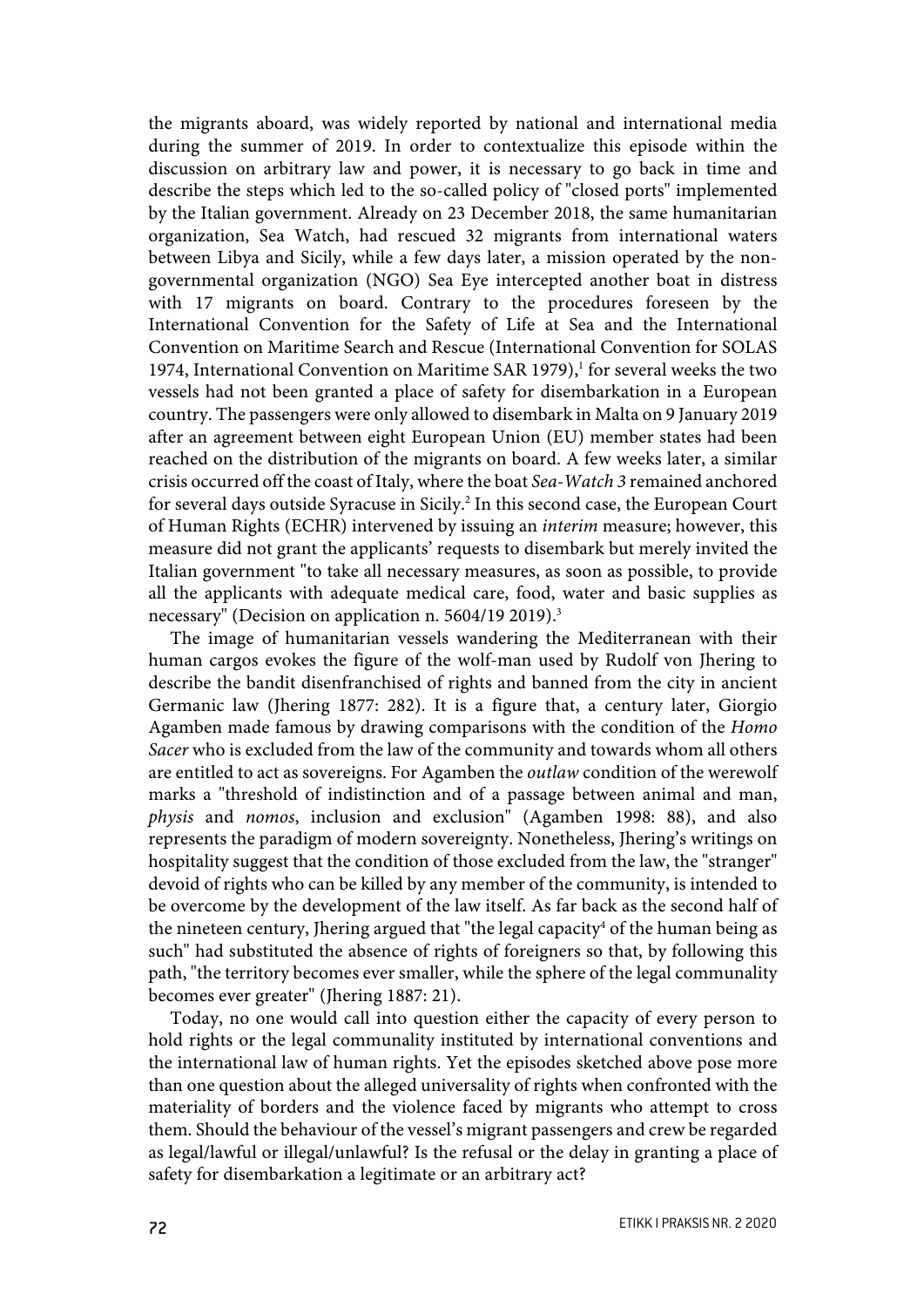the migrants aboard, was widely reported by national and international media during the summer of 2019. In order to contextualize this episode within the discussion on arbitrary law and power, it is necessary to go back in time and describe the steps which led to the so-called policy of "closed ports" implemented by the Italian government. Already on 23 December 2018, the same humanitarian organization, Sea Watch, had rescued 32 migrants from international waters between Libya and Sicily, while a few days later, a mission operated by the non-governmental organization (NGO) Sea Eye intercepted another boat in distress with 17 migrants on board. Contrary to the procedures foreseen by the International Convention for the Safety of Life at Sea and the International Convention on Maritime Search and Rescue (International Convention for SOLAS 1974, International Convention on Maritime SAR 1979),[1] for several weeks the two vessels had not been granted a place of safety for disembarkation in a European country. The passengers were only allowed to disembark in Malta on 9 January 2019 after an agreement between eight European Union (EU) member states had been reached on the distribution of the migrants on board. A few weeks later, a similar crisis occurred off the coast of Italy, where the boat *Sea-Watch 3* remained anchored for several days outside Syracuse in Sicily.[2] In this second case, the European Court of Human Rights (ECHR) intervened by issuing an *interim* measure; however, this measure did not grant the applicants' requests to disembark but merely invited the Italian government "to take all necessary measures, as soon as possible, to provide all the applicants with adequate medical care, food, water and basic supplies as necessary" (Decision on application n. 5604/19 2019).[3]

The image of humanitarian vessels wandering the Mediterranean with their human cargos evokes the figure of the wolf-man used by Rudolf von Jhering to describe the bandit disenfranchised of rights and banned from the city in ancient Germanic law (Jhering 1877: 282). It is a figure that, a century later, Giorgio Agamben made famous by drawing comparisons with the condition of the *Homo Sacer* who is excluded from the law of the community and towards whom all others are entitled to act as sovereigns. For Agamben the *outlaw* condition of the werewolf marks a "threshold of indistinction and of a passage between animal and man, *physis* and *nomos*, inclusion and exclusion" (Agamben 1998: 88), and also represents the paradigm of modern sovereignty. Nonetheless, Jhering's writings on hospitality suggest that the condition of those excluded from the law, the "stranger" devoid of rights who can be killed by any member of the community, is intended to be overcome by the development of the law itself. As far back as the second half of the nineteen century, Jhering argued that "the legal capacity[4] of the human being as such" had substituted the absence of rights of foreigners so that, by following this path, "the territory becomes ever smaller, while the sphere of the legal communality becomes ever greater" (Jhering 1887: 21).

Today, no one would call into question either the capacity of every person to hold rights or the legal communality instituted by international conventions and the international law of human rights. Yet the episodes sketched above pose more than one question about the alleged universality of rights when confronted with the materiality of borders and the violence faced by migrants who attempt to cross them. Should the behaviour of the vessel's migrant passengers and crew be regarded as legal/lawful or illegal/unlawful? Is the refusal or the delay in granting a place of safety for disembarkation a legitimate or an arbitrary act?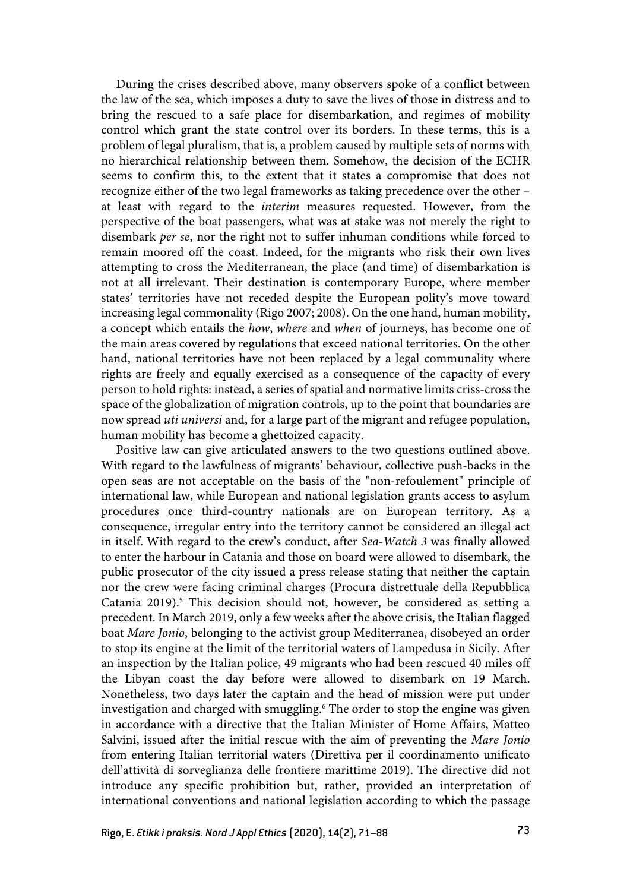During the crises described above, many observers spoke of a conflict between the law of the sea, which imposes a duty to save the lives of those in distress and to bring the rescued to a safe place for disembarkation, and regimes of mobility control which grant the state control over its borders. In these terms, this is a problem of legal pluralism, that is, a problem caused by multiple sets of norms with no hierarchical relationship between them. Somehow, the decision of the ECHR seems to confirm this, to the extent that it states a compromise that does not recognize either of the two legal frameworks as taking precedence over the other – at least with regard to the *interim* measures requested. However, from the perspective of the boat passengers, what was at stake was not merely the right to disembark *per se*, nor the right not to suffer inhuman conditions while forced to remain moored off the coast. Indeed, for the migrants who risk their own lives attempting to cross the Mediterranean, the place (and time) of disembarkation is not at all irrelevant. Their destination is contemporary Europe, where member states' territories have not receded despite the European polity's move toward increasing legal commonality (Rigo 2007; 2008). On the one hand, human mobility, a concept which entails the *how*, *where* and *when* of journeys, has become one of the main areas covered by regulations that exceed national territories. On the other hand, national territories have not been replaced by a legal communality where rights are freely and equally exercised as a consequence of the capacity of every person to hold rights: instead, a series of spatial and normative limits criss-cross the space of the globalization of migration controls, up to the point that boundaries are now spread *uti universi* and, for a large part of the migrant and refugee population, human mobility has become a ghettoized capacity.

Positive law can give articulated answers to the two questions outlined above. With regard to the lawfulness of migrants' behaviour, collective push-backs in the open seas are not acceptable on the basis of the "non-refoulement" principle of international law, while European and national legislation grants access to asylum procedures once third-country nationals are on European territory. As a consequence, irregular entry into the territory cannot be considered an illegal act in itself. With regard to the crew's conduct, after *Sea-Watch 3* was finally allowed to enter the harbour in Catania and those on board were allowed to disembark, the public prosecutor of the city issued a press release stating that neither the captain nor the crew were facing criminal charges (Procura distrettuale della Repubblica Catania 2019).[5] This decision should not, however, be considered as setting a precedent. In March 2019, only a few weeks after the above crisis, the Italian flagged boat *Mare Jonio*, belonging to the activist group Mediterranea, disobeyed an order to stop its engine at the limit of the territorial waters of Lampedusa in Sicily. After an inspection by the Italian police, 49 migrants who had been rescued 40 miles off the Libyan coast the day before were allowed to disembark on 19 March. Nonetheless, two days later the captain and the head of mission were put under investigation and charged with smuggling.[6] The order to stop the engine was given in accordance with a directive that the Italian Minister of Home Affairs, Matteo Salvini, issued after the initial rescue with the aim of preventing the *Mare Jonio* from entering Italian territorial waters (Direttiva per il coordinamento unificato dell'attività di sorveglianza delle frontiere marittime 2019). The directive did not introduce any specific prohibition but, rather, provided an interpretation of international conventions and national legislation according to which the passage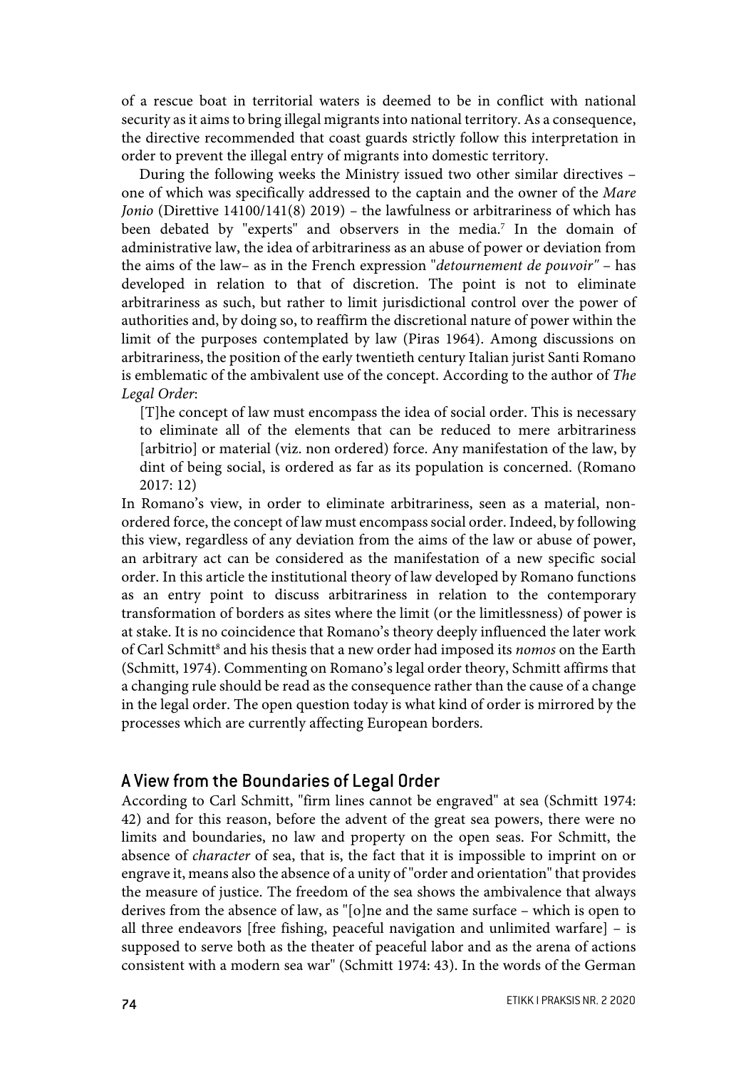of a rescue boat in territorial waters is deemed to be in conflict with national security as it aims to bring illegal migrants into national territory. As a consequence, the directive recommended that coast guards strictly follow this interpretation in order to prevent the illegal entry of migrants into domestic territory.

During the following weeks the Ministry issued two other similar directives – one of which was specifically addressed to the captain and the owner of the *Mare Jonio* (Direttive 14100/141(8) 2019) – the lawfulness or arbitrariness of which has been debated by "experts" and observers in the media.[7] In the domain of administrative law, the idea of arbitrariness as an abuse of power or deviation from the aims of the law– as in the French expression "*detournement de pouvoir"* – has developed in relation to that of discretion. The point is not to eliminate arbitrariness as such, but rather to limit jurisdictional control over the power of authorities and, by doing so, to reaffirm the discretional nature of power within the limit of the purposes contemplated by law (Piras 1964). Among discussions on arbitrariness, the position of the early twentieth century Italian jurist Santi Romano is emblematic of the ambivalent use of the concept. According to the author of *The Legal Order*:

> [T]he concept of law must encompass the idea of social order. This is necessary to eliminate all of the elements that can be reduced to mere arbitrariness [arbitrio] or material (viz. non ordered) force. Any manifestation of the law, by dint of being social, is ordered as far as its population is concerned. (Romano 2017: 12)

In Romano's view, in order to eliminate arbitrariness, seen as a material, non-ordered force, the concept of law must encompass social order. Indeed, by following this view, regardless of any deviation from the aims of the law or abuse of power, an arbitrary act can be considered as the manifestation of a new specific social order. In this article the institutional theory of law developed by Romano functions as an entry point to discuss arbitrariness in relation to the contemporary transformation of borders as sites where the limit (or the limitlessness) of power is at stake. It is no coincidence that Romano's theory deeply influenced the later work of Carl Schmitt[8] and his thesis that a new order had imposed its *nomos* on the Earth (Schmitt, 1974). Commenting on Romano's legal order theory, Schmitt affirms that a changing rule should be read as the consequence rather than the cause of a change in the legal order. The open question today is what kind of order is mirrored by the processes which are currently affecting European borders.

## A View from the Boundaries of Legal Order

According to Carl Schmitt, "firm lines cannot be engraved" at sea (Schmitt 1974: 42) and for this reason, before the advent of the great sea powers, there were no limits and boundaries, no law and property on the open seas. For Schmitt, the absence of *character* of sea, that is, the fact that it is impossible to imprint on or engrave it, means also the absence of a unity of "order and orientation" that provides the measure of justice. The freedom of the sea shows the ambivalence that always derives from the absence of law, as "[o]ne and the same surface – which is open to all three endeavors [free fishing, peaceful navigation and unlimited warfare] – is supposed to serve both as the theater of peaceful labor and as the arena of actions consistent with a modern sea war" (Schmitt 1974: 43). In the words of the German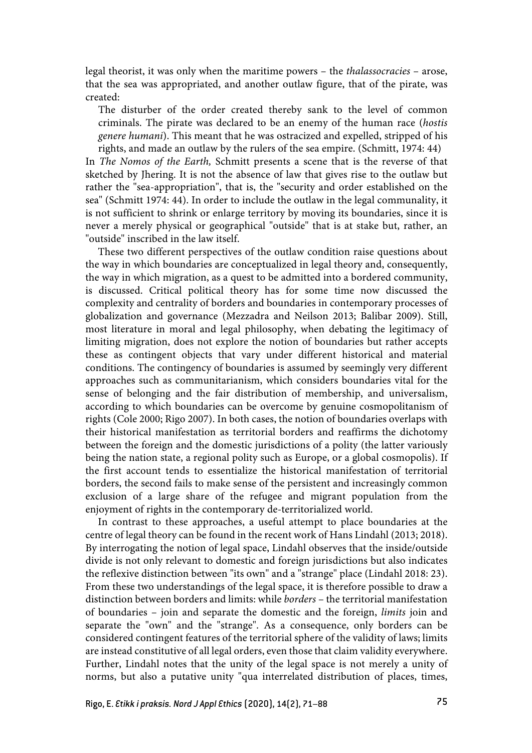legal theorist, it was only when the maritime powers – the *thalassocracies* – arose, that the sea was appropriated, and another outlaw figure, that of the pirate, was created:

> The disturber of the order created thereby sank to the level of common criminals. The pirate was declared to be an enemy of the human race (*hostis genere humani*). This meant that he was ostracized and expelled, stripped of his rights, and made an outlaw by the rulers of the sea empire. (Schmitt, 1974: 44)

In *The Nomos of the Earth,* Schmitt presents a scene that is the reverse of that sketched by Jhering. It is not the absence of law that gives rise to the outlaw but rather the "sea-appropriation", that is, the "security and order established on the sea" (Schmitt 1974: 44). In order to include the outlaw in the legal communality, it is not sufficient to shrink or enlarge territory by moving its boundaries, since it is never a merely physical or geographical "outside" that is at stake but, rather, an "outside" inscribed in the law itself.

These two different perspectives of the outlaw condition raise questions about the way in which boundaries are conceptualized in legal theory and, consequently, the way in which migration, as a quest to be admitted into a bordered community, is discussed. Critical political theory has for some time now discussed the complexity and centrality of borders and boundaries in contemporary processes of globalization and governance (Mezzadra and Neilson 2013; Balibar 2009). Still, most literature in moral and legal philosophy, when debating the legitimacy of limiting migration, does not explore the notion of boundaries but rather accepts these as contingent objects that vary under different historical and material conditions. The contingency of boundaries is assumed by seemingly very different approaches such as communitarianism, which considers boundaries vital for the sense of belonging and the fair distribution of membership, and universalism, according to which boundaries can be overcome by genuine cosmopolitanism of rights (Cole 2000; Rigo 2007). In both cases, the notion of boundaries overlaps with their historical manifestation as territorial borders and reaffirms the dichotomy between the foreign and the domestic jurisdictions of a polity (the latter variously being the nation state, a regional polity such as Europe, or a global cosmopolis). If the first account tends to essentialize the historical manifestation of territorial borders, the second fails to make sense of the persistent and increasingly common exclusion of a large share of the refugee and migrant population from the enjoyment of rights in the contemporary de-territorialized world.

In contrast to these approaches, a useful attempt to place boundaries at the centre of legal theory can be found in the recent work of Hans Lindahl (2013; 2018). By interrogating the notion of legal space, Lindahl observes that the inside/outside divide is not only relevant to domestic and foreign jurisdictions but also indicates the reflexive distinction between "its own" and a "strange" place (Lindahl 2018: 23). From these two understandings of the legal space, it is therefore possible to draw a distinction between borders and limits: while *borders* – the territorial manifestation of boundaries – join and separate the domestic and the foreign, *limits* join and separate the "own" and the "strange". As a consequence, only borders can be considered contingent features of the territorial sphere of the validity of laws; limits are instead constitutive of all legal orders, even those that claim validity everywhere. Further, Lindahl notes that the unity of the legal space is not merely a unity of norms, but also a putative unity "qua interrelated distribution of places, times,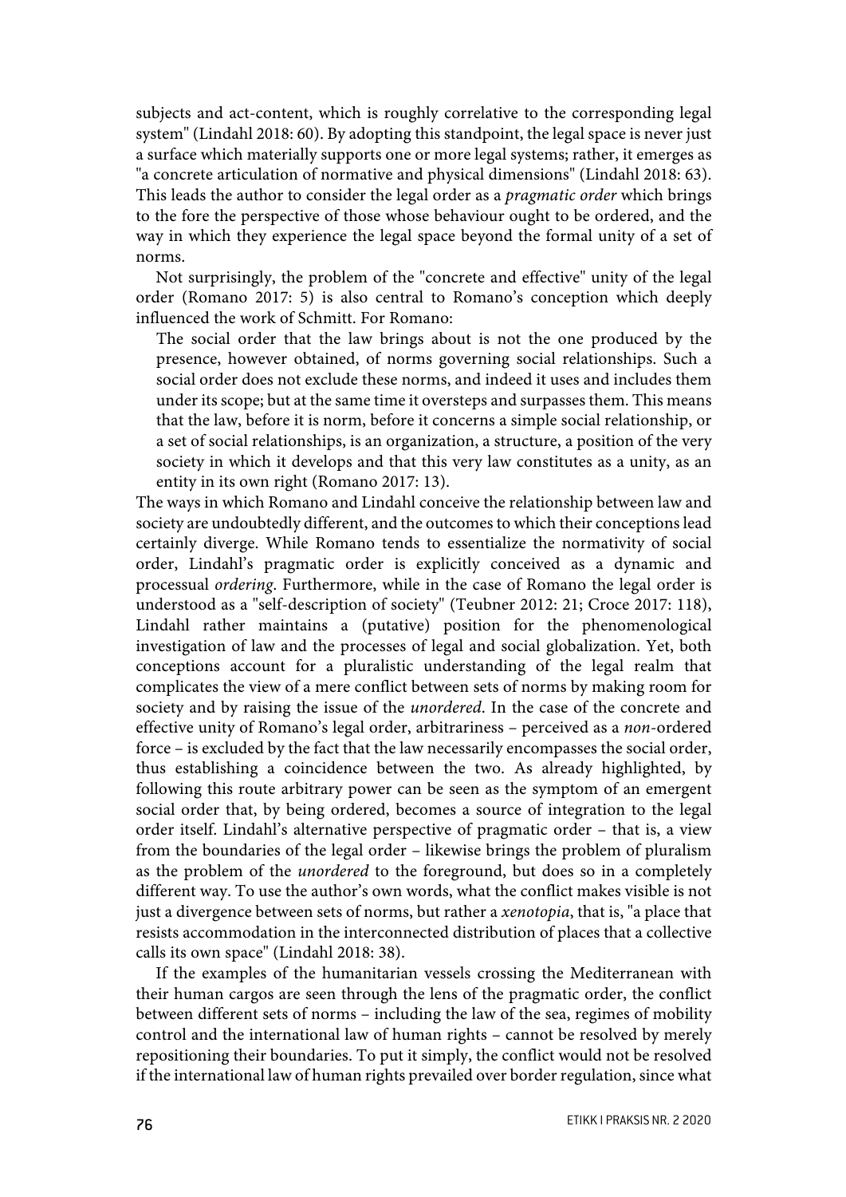subjects and act-content, which is roughly correlative to the corresponding legal system" (Lindahl 2018: 60). By adopting this standpoint, the legal space is never just a surface which materially supports one or more legal systems; rather, it emerges as "a concrete articulation of normative and physical dimensions" (Lindahl 2018: 63). This leads the author to consider the legal order as a *pragmatic order* which brings to the fore the perspective of those whose behaviour ought to be ordered, and the way in which they experience the legal space beyond the formal unity of a set of norms.

Not surprisingly, the problem of the "concrete and effective" unity of the legal order (Romano 2017: 5) is also central to Romano's conception which deeply influenced the work of Schmitt. For Romano:

> The social order that the law brings about is not the one produced by the presence, however obtained, of norms governing social relationships. Such a social order does not exclude these norms, and indeed it uses and includes them under its scope; but at the same time it oversteps and surpasses them. This means that the law, before it is norm, before it concerns a simple social relationship, or a set of social relationships, is an organization, a structure, a position of the very society in which it develops and that this very law constitutes as a unity, as an entity in its own right (Romano 2017: 13).

The ways in which Romano and Lindahl conceive the relationship between law and society are undoubtedly different, and the outcomes to which their conceptions lead certainly diverge. While Romano tends to essentialize the normativity of social order, Lindahl's pragmatic order is explicitly conceived as a dynamic and processual *ordering*. Furthermore, while in the case of Romano the legal order is understood as a "self-description of society" (Teubner 2012: 21; Croce 2017: 118), Lindahl rather maintains a (putative) position for the phenomenological investigation of law and the processes of legal and social globalization. Yet, both conceptions account for a pluralistic understanding of the legal realm that complicates the view of a mere conflict between sets of norms by making room for society and by raising the issue of the *unordered*. In the case of the concrete and effective unity of Romano's legal order, arbitrariness – perceived as a *non*-ordered force – is excluded by the fact that the law necessarily encompasses the social order, thus establishing a coincidence between the two. As already highlighted, by following this route arbitrary power can be seen as the symptom of an emergent social order that, by being ordered, becomes a source of integration to the legal order itself. Lindahl's alternative perspective of pragmatic order – that is, a view from the boundaries of the legal order – likewise brings the problem of pluralism as the problem of the *unordered* to the foreground, but does so in a completely different way. To use the author's own words, what the conflict makes visible is not just a divergence between sets of norms, but rather a *xenotopia*, that is, "a place that resists accommodation in the interconnected distribution of places that a collective calls its own space" (Lindahl 2018: 38).

If the examples of the humanitarian vessels crossing the Mediterranean with their human cargos are seen through the lens of the pragmatic order, the conflict between different sets of norms – including the law of the sea, regimes of mobility control and the international law of human rights – cannot be resolved by merely repositioning their boundaries. To put it simply, the conflict would not be resolved if the international law of human rights prevailed over border regulation, since what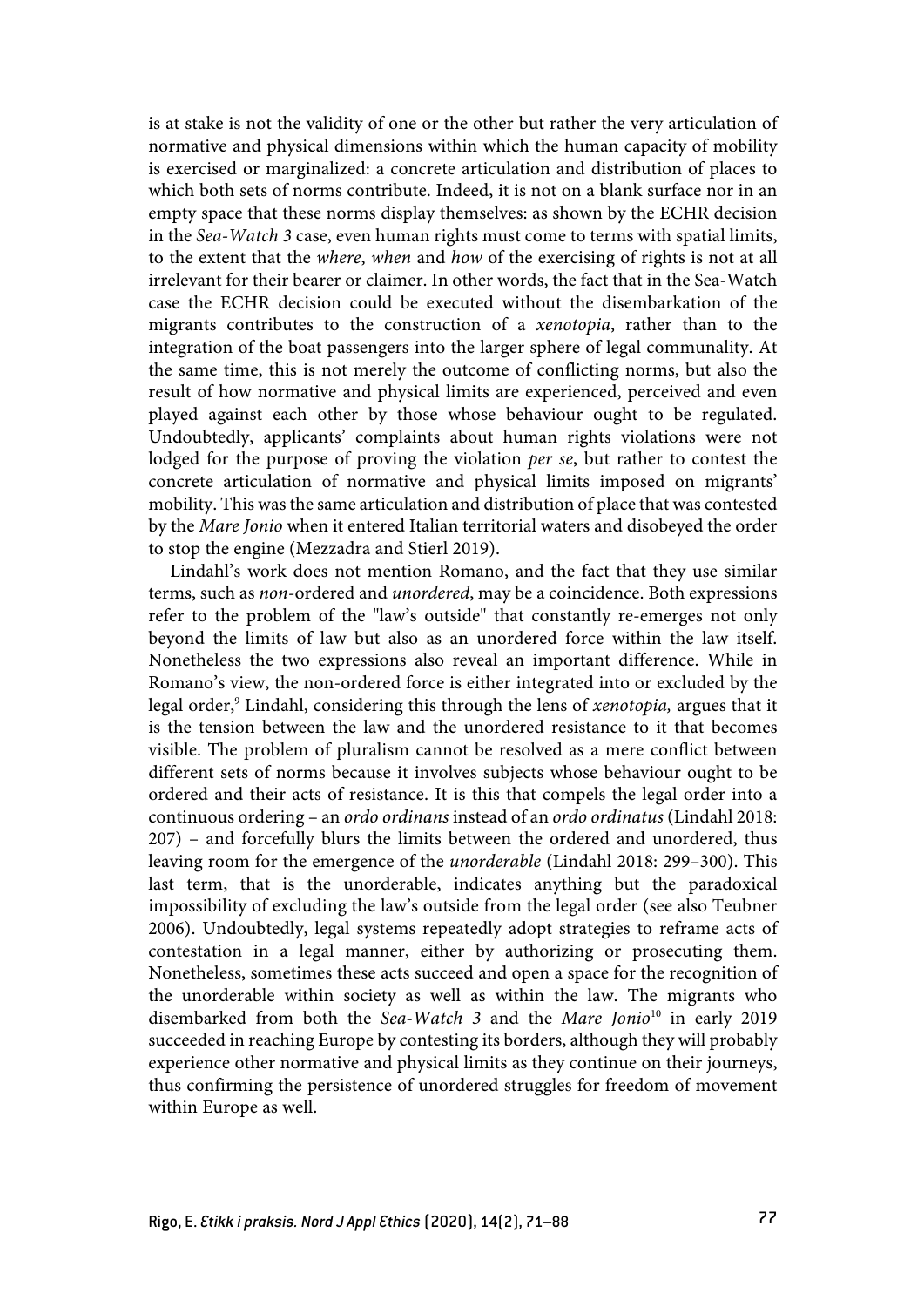is at stake is not the validity of one or the other but rather the very articulation of normative and physical dimensions within which the human capacity of mobility is exercised or marginalized: a concrete articulation and distribution of places to which both sets of norms contribute. Indeed, it is not on a blank surface nor in an empty space that these norms display themselves: as shown by the ECHR decision in the *Sea-Watch 3* case, even human rights must come to terms with spatial limits, to the extent that the *where*, *when* and *how* of the exercising of rights is not at all irrelevant for their bearer or claimer. In other words, the fact that in the Sea-Watch case the ECHR decision could be executed without the disembarkation of the migrants contributes to the construction of a *xenotopia*, rather than to the integration of the boat passengers into the larger sphere of legal communality. At the same time, this is not merely the outcome of conflicting norms, but also the result of how normative and physical limits are experienced, perceived and even played against each other by those whose behaviour ought to be regulated. Undoubtedly, applicants' complaints about human rights violations were not lodged for the purpose of proving the violation *per se*, but rather to contest the concrete articulation of normative and physical limits imposed on migrants' mobility. This was the same articulation and distribution of place that was contested by the *Mare Jonio* when it entered Italian territorial waters and disobeyed the order to stop the engine (Mezzadra and Stierl 2019).

Lindahl's work does not mention Romano, and the fact that they use similar terms, such as *non*-ordered and *unordered*, may be a coincidence. Both expressions refer to the problem of the "law's outside" that constantly re-emerges not only beyond the limits of law but also as an unordered force within the law itself. Nonetheless the two expressions also reveal an important difference. While in Romano's view, the non-ordered force is either integrated into or excluded by the legal order,[9] Lindahl, considering this through the lens of *xenotopia,* argues that it is the tension between the law and the unordered resistance to it that becomes visible. The problem of pluralism cannot be resolved as a mere conflict between different sets of norms because it involves subjects whose behaviour ought to be ordered and their acts of resistance. It is this that compels the legal order into a continuous ordering – an *ordo ordinans* instead of an *ordo ordinatus* (Lindahl 2018: 207) – and forcefully blurs the limits between the ordered and unordered, thus leaving room for the emergence of the *unorderable* (Lindahl 2018: 299–300). This last term, that is the unorderable, indicates anything but the paradoxical impossibility of excluding the law's outside from the legal order (see also Teubner 2006). Undoubtedly, legal systems repeatedly adopt strategies to reframe acts of contestation in a legal manner, either by authorizing or prosecuting them. Nonetheless, sometimes these acts succeed and open a space for the recognition of the unorderable within society as well as within the law. The migrants who disembarked from both the *Sea-Watch 3* and the *Mare Jonio*[10] in early 2019 succeeded in reaching Europe by contesting its borders, although they will probably experience other normative and physical limits as they continue on their journeys, thus confirming the persistence of unordered struggles for freedom of movement within Europe as well.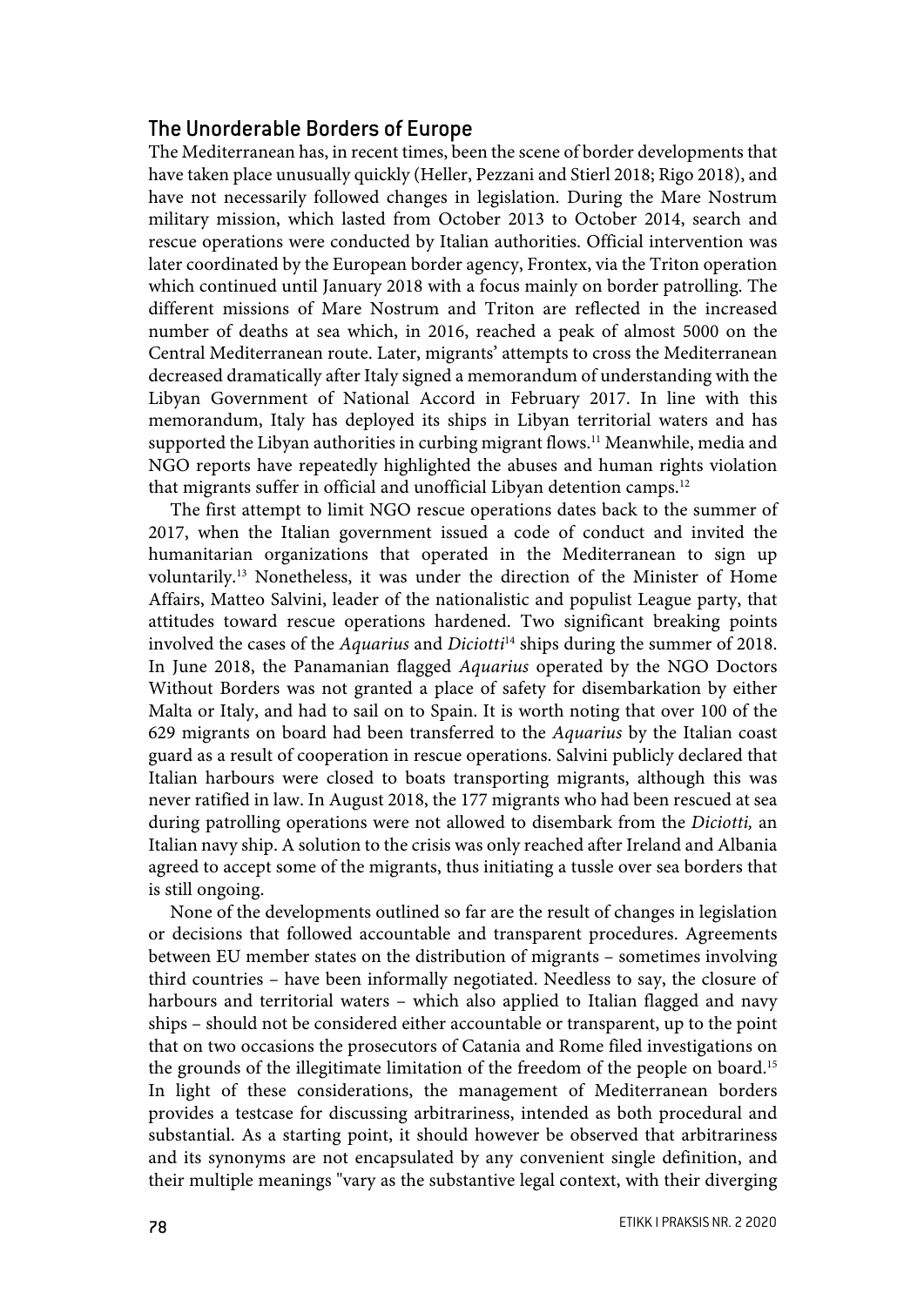## The Unorderable Borders of Europe

The Mediterranean has, in recent times, been the scene of border developments that have taken place unusually quickly (Heller, Pezzani and Stierl 2018; Rigo 2018), and have not necessarily followed changes in legislation. During the Mare Nostrum military mission, which lasted from October 2013 to October 2014, search and rescue operations were conducted by Italian authorities. Official intervention was later coordinated by the European border agency, Frontex, via the Triton operation which continued until January 2018 with a focus mainly on border patrolling. The different missions of Mare Nostrum and Triton are reflected in the increased number of deaths at sea which, in 2016, reached a peak of almost 5000 on the Central Mediterranean route. Later, migrants' attempts to cross the Mediterranean decreased dramatically after Italy signed a memorandum of understanding with the Libyan Government of National Accord in February 2017. In line with this memorandum, Italy has deployed its ships in Libyan territorial waters and has supported the Libyan authorities in curbing migrant flows.[11] Meanwhile, media and NGO reports have repeatedly highlighted the abuses and human rights violation that migrants suffer in official and unofficial Libyan detention camps.[12]

The first attempt to limit NGO rescue operations dates back to the summer of 2017, when the Italian government issued a code of conduct and invited the humanitarian organizations that operated in the Mediterranean to sign up voluntarily.[13] Nonetheless, it was under the direction of the Minister of Home Affairs, Matteo Salvini, leader of the nationalistic and populist League party, that attitudes toward rescue operations hardened. Two significant breaking points involved the cases of the *Aquarius* and *Diciotti*[14] ships during the summer of 2018. In June 2018, the Panamanian flagged *Aquarius* operated by the NGO Doctors Without Borders was not granted a place of safety for disembarkation by either Malta or Italy, and had to sail on to Spain. It is worth noting that over 100 of the 629 migrants on board had been transferred to the *Aquarius* by the Italian coast guard as a result of cooperation in rescue operations. Salvini publicly declared that Italian harbours were closed to boats transporting migrants, although this was never ratified in law. In August 2018, the 177 migrants who had been rescued at sea during patrolling operations were not allowed to disembark from the *Diciotti,* an Italian navy ship. A solution to the crisis was only reached after Ireland and Albania agreed to accept some of the migrants, thus initiating a tussle over sea borders that is still ongoing.

None of the developments outlined so far are the result of changes in legislation or decisions that followed accountable and transparent procedures. Agreements between EU member states on the distribution of migrants – sometimes involving third countries – have been informally negotiated. Needless to say, the closure of harbours and territorial waters – which also applied to Italian flagged and navy ships – should not be considered either accountable or transparent, up to the point that on two occasions the prosecutors of Catania and Rome filed investigations on the grounds of the illegitimate limitation of the freedom of the people on board.[15] In light of these considerations, the management of Mediterranean borders provides a testcase for discussing arbitrariness, intended as both procedural and substantial. As a starting point, it should however be observed that arbitrariness and its synonyms are not encapsulated by any convenient single definition, and their multiple meanings "vary as the substantive legal context, with their diverging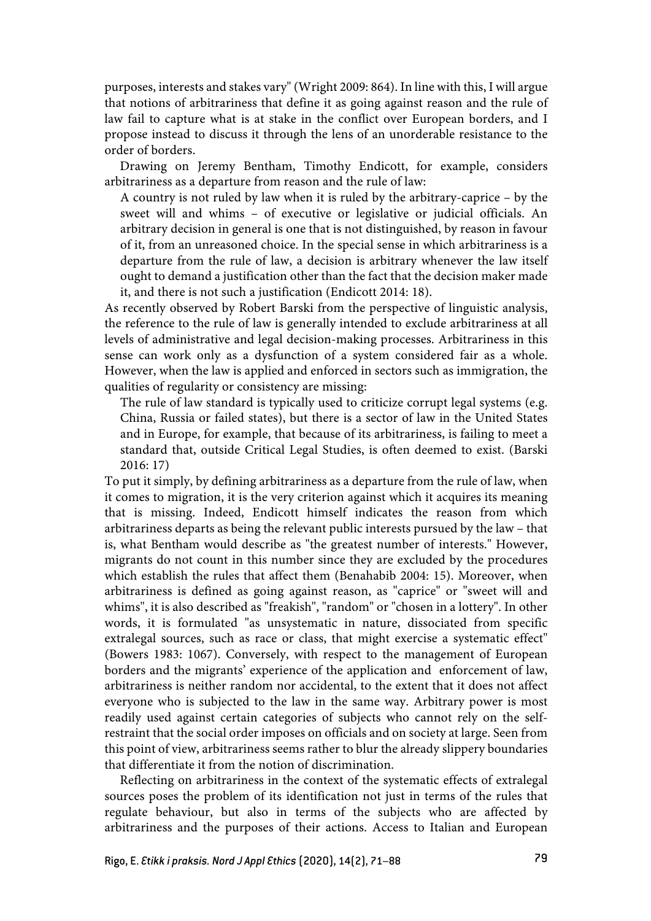purposes, interests and stakes vary" (Wright 2009: 864). In line with this, I will argue that notions of arbitrariness that define it as going against reason and the rule of law fail to capture what is at stake in the conflict over European borders, and I propose instead to discuss it through the lens of an unorderable resistance to the order of borders.

Drawing on Jeremy Bentham, Timothy Endicott, for example, considers arbitrariness as a departure from reason and the rule of law:

> A country is not ruled by law when it is ruled by the arbitrary-caprice – by the sweet will and whims – of executive or legislative or judicial officials. An arbitrary decision in general is one that is not distinguished, by reason in favour of it, from an unreasoned choice. In the special sense in which arbitrariness is a departure from the rule of law, a decision is arbitrary whenever the law itself ought to demand a justification other than the fact that the decision maker made it, and there is not such a justification (Endicott 2014: 18).

As recently observed by Robert Barski from the perspective of linguistic analysis, the reference to the rule of law is generally intended to exclude arbitrariness at all levels of administrative and legal decision-making processes. Arbitrariness in this sense can work only as a dysfunction of a system considered fair as a whole. However, when the law is applied and enforced in sectors such as immigration, the qualities of regularity or consistency are missing:

> The rule of law standard is typically used to criticize corrupt legal systems (e.g. China, Russia or failed states), but there is a sector of law in the United States and in Europe, for example, that because of its arbitrariness, is failing to meet a standard that, outside Critical Legal Studies, is often deemed to exist. (Barski 2016: 17)

To put it simply, by defining arbitrariness as a departure from the rule of law, when it comes to migration, it is the very criterion against which it acquires its meaning that is missing. Indeed, Endicott himself indicates the reason from which arbitrariness departs as being the relevant public interests pursued by the law – that is, what Bentham would describe as "the greatest number of interests." However, migrants do not count in this number since they are excluded by the procedures which establish the rules that affect them (Benahabib 2004: 15). Moreover, when arbitrariness is defined as going against reason, as "caprice" or "sweet will and whims", it is also described as "freakish", "random" or "chosen in a lottery". In other words, it is formulated "as unsystematic in nature, dissociated from specific extralegal sources, such as race or class, that might exercise a systematic effect" (Bowers 1983: 1067). Conversely, with respect to the management of European borders and the migrants' experience of the application and enforcement of law, arbitrariness is neither random nor accidental, to the extent that it does not affect everyone who is subjected to the law in the same way. Arbitrary power is most readily used against certain categories of subjects who cannot rely on the self-restraint that the social order imposes on officials and on society at large. Seen from this point of view, arbitrariness seems rather to blur the already slippery boundaries that differentiate it from the notion of discrimination.

Reflecting on arbitrariness in the context of the systematic effects of extralegal sources poses the problem of its identification not just in terms of the rules that regulate behaviour, but also in terms of the subjects who are affected by arbitrariness and the purposes of their actions. Access to Italian and European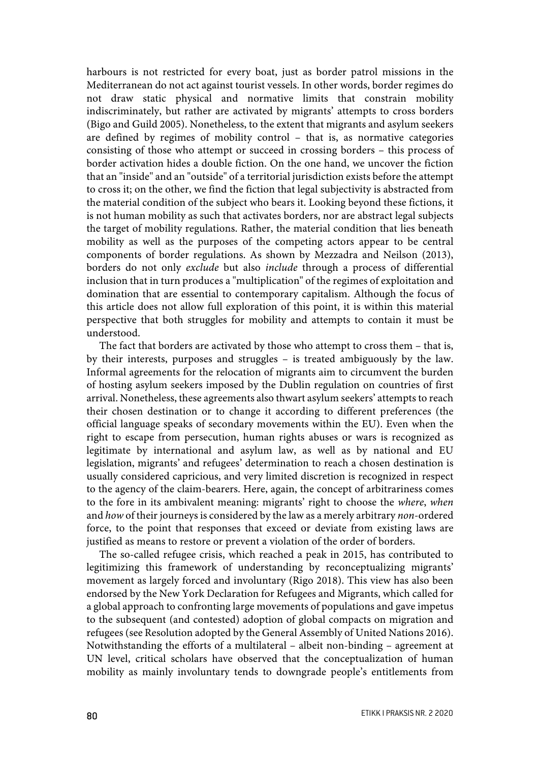harbours is not restricted for every boat, just as border patrol missions in the Mediterranean do not act against tourist vessels. In other words, border regimes do not draw static physical and normative limits that constrain mobility indiscriminately, but rather are activated by migrants' attempts to cross borders (Bigo and Guild 2005). Nonetheless, to the extent that migrants and asylum seekers are defined by regimes of mobility control – that is, as normative categories consisting of those who attempt or succeed in crossing borders – this process of border activation hides a double fiction. On the one hand, we uncover the fiction that an "inside" and an "outside" of a territorial jurisdiction exists before the attempt to cross it; on the other, we find the fiction that legal subjectivity is abstracted from the material condition of the subject who bears it. Looking beyond these fictions, it is not human mobility as such that activates borders, nor are abstract legal subjects the target of mobility regulations. Rather, the material condition that lies beneath mobility as well as the purposes of the competing actors appear to be central components of border regulations. As shown by Mezzadra and Neilson (2013), borders do not only *exclude* but also *include* through a process of differential inclusion that in turn produces a "multiplication" of the regimes of exploitation and domination that are essential to contemporary capitalism. Although the focus of this article does not allow full exploration of this point, it is within this material perspective that both struggles for mobility and attempts to contain it must be understood.

The fact that borders are activated by those who attempt to cross them – that is, by their interests, purposes and struggles – is treated ambiguously by the law. Informal agreements for the relocation of migrants aim to circumvent the burden of hosting asylum seekers imposed by the Dublin regulation on countries of first arrival. Nonetheless, these agreements also thwart asylum seekers' attempts to reach their chosen destination or to change it according to different preferences (the official language speaks of secondary movements within the EU). Even when the right to escape from persecution, human rights abuses or wars is recognized as legitimate by international and asylum law, as well as by national and EU legislation, migrants' and refugees' determination to reach a chosen destination is usually considered capricious, and very limited discretion is recognized in respect to the agency of the claim-bearers. Here, again, the concept of arbitrariness comes to the fore in its ambivalent meaning: migrants' right to choose the *where*, *when* and *how* of their journeys is considered by the law as a merely arbitrary *non*-ordered force, to the point that responses that exceed or deviate from existing laws are justified as means to restore or prevent a violation of the order of borders.

The so-called refugee crisis, which reached a peak in 2015, has contributed to legitimizing this framework of understanding by reconceptualizing migrants' movement as largely forced and involuntary (Rigo 2018). This view has also been endorsed by the New York Declaration for Refugees and Migrants, which called for a global approach to confronting large movements of populations and gave impetus to the subsequent (and contested) adoption of global compacts on migration and refugees (see Resolution adopted by the General Assembly of United Nations 2016). Notwithstanding the efforts of a multilateral – albeit non-binding – agreement at UN level, critical scholars have observed that the conceptualization of human mobility as mainly involuntary tends to downgrade people's entitlements from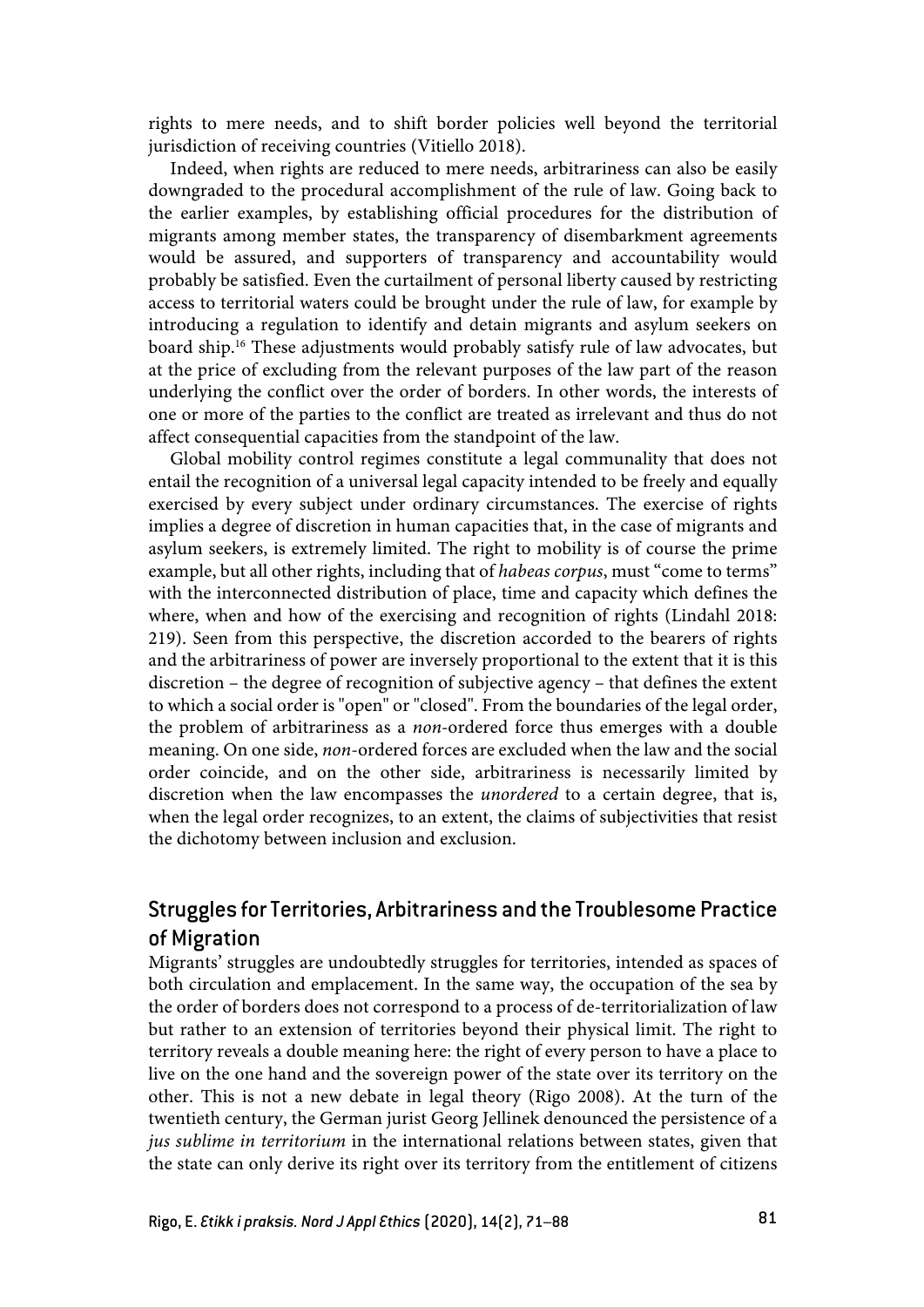rights to mere needs, and to shift border policies well beyond the territorial jurisdiction of receiving countries (Vitiello 2018).

Indeed, when rights are reduced to mere needs, arbitrariness can also be easily downgraded to the procedural accomplishment of the rule of law. Going back to the earlier examples, by establishing official procedures for the distribution of migrants among member states, the transparency of disembarkment agreements would be assured, and supporters of transparency and accountability would probably be satisfied. Even the curtailment of personal liberty caused by restricting access to territorial waters could be brought under the rule of law, for example by introducing a regulation to identify and detain migrants and asylum seekers on board ship.[16] These adjustments would probably satisfy rule of law advocates, but at the price of excluding from the relevant purposes of the law part of the reason underlying the conflict over the order of borders. In other words, the interests of one or more of the parties to the conflict are treated as irrelevant and thus do not affect consequential capacities from the standpoint of the law.

Global mobility control regimes constitute a legal communality that does not entail the recognition of a universal legal capacity intended to be freely and equally exercised by every subject under ordinary circumstances. The exercise of rights implies a degree of discretion in human capacities that, in the case of migrants and asylum seekers, is extremely limited. The right to mobility is of course the prime example, but all other rights, including that of *habeas corpus*, must "come to terms" with the interconnected distribution of place, time and capacity which defines the where, when and how of the exercising and recognition of rights (Lindahl 2018: 219). Seen from this perspective, the discretion accorded to the bearers of rights and the arbitrariness of power are inversely proportional to the extent that it is this discretion – the degree of recognition of subjective agency – that defines the extent to which a social order is "open" or "closed". From the boundaries of the legal order, the problem of arbitrariness as a *non*-ordered force thus emerges with a double meaning. On one side, *non*-ordered forces are excluded when the law and the social order coincide, and on the other side, arbitrariness is necessarily limited by discretion when the law encompasses the *unordered* to a certain degree, that is, when the legal order recognizes, to an extent, the claims of subjectivities that resist the dichotomy between inclusion and exclusion.

## Struggles for Territories, Arbitrariness and the Troublesome Practice of Migration

Migrants' struggles are undoubtedly struggles for territories, intended as spaces of both circulation and emplacement. In the same way, the occupation of the sea by the order of borders does not correspond to a process of de-territorialization of law but rather to an extension of territories beyond their physical limit. The right to territory reveals a double meaning here: the right of every person to have a place to live on the one hand and the sovereign power of the state over its territory on the other. This is not a new debate in legal theory (Rigo 2008). At the turn of the twentieth century, the German jurist Georg Jellinek denounced the persistence of a *jus sublime in territorium* in the international relations between states, given that the state can only derive its right over its territory from the entitlement of citizens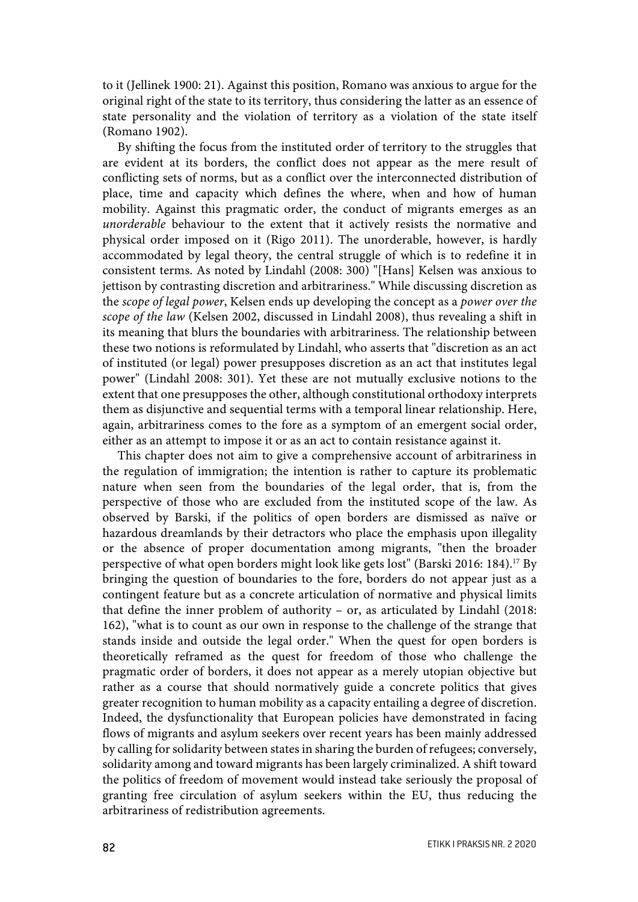to it (Jellinek 1900: 21). Against this position, Romano was anxious to argue for the original right of the state to its territory, thus considering the latter as an essence of state personality and the violation of territory as a violation of the state itself (Romano 1902).

By shifting the focus from the instituted order of territory to the struggles that are evident at its borders, the conflict does not appear as the mere result of conflicting sets of norms, but as a conflict over the interconnected distribution of place, time and capacity which defines the where, when and how of human mobility. Against this pragmatic order, the conduct of migrants emerges as an *unorderable* behaviour to the extent that it actively resists the normative and physical order imposed on it (Rigo 2011). The unorderable, however, is hardly accommodated by legal theory, the central struggle of which is to redefine it in consistent terms. As noted by Lindahl (2008: 300) "[Hans] Kelsen was anxious to jettison by contrasting discretion and arbitrariness." While discussing discretion as the *scope of legal power*, Kelsen ends up developing the concept as a *power over the scope of the law* (Kelsen 2002, discussed in Lindahl 2008), thus revealing a shift in its meaning that blurs the boundaries with arbitrariness. The relationship between these two notions is reformulated by Lindahl, who asserts that "discretion as an act of instituted (or legal) power presupposes discretion as an act that institutes legal power" (Lindahl 2008: 301). Yet these are not mutually exclusive notions to the extent that one presupposes the other, although constitutional orthodoxy interprets them as disjunctive and sequential terms with a temporal linear relationship. Here, again, arbitrariness comes to the fore as a symptom of an emergent social order, either as an attempt to impose it or as an act to contain resistance against it.

This chapter does not aim to give a comprehensive account of arbitrariness in the regulation of immigration; the intention is rather to capture its problematic nature when seen from the boundaries of the legal order, that is, from the perspective of those who are excluded from the instituted scope of the law. As observed by Barski, if the politics of open borders are dismissed as naïve or hazardous dreamlands by their detractors who place the emphasis upon illegality or the absence of proper documentation among migrants, "then the broader perspective of what open borders might look like gets lost" (Barski 2016: 184).[17] By bringing the question of boundaries to the fore, borders do not appear just as a contingent feature but as a concrete articulation of normative and physical limits that define the inner problem of authority – or, as articulated by Lindahl (2018: 162), "what is to count as our own in response to the challenge of the strange that stands inside and outside the legal order." When the quest for open borders is theoretically reframed as the quest for freedom of those who challenge the pragmatic order of borders, it does not appear as a merely utopian objective but rather as a course that should normatively guide a concrete politics that gives greater recognition to human mobility as a capacity entailing a degree of discretion. Indeed, the dysfunctionality that European policies have demonstrated in facing flows of migrants and asylum seekers over recent years has been mainly addressed by calling for solidarity between states in sharing the burden of refugees; conversely, solidarity among and toward migrants has been largely criminalized. A shift toward the politics of freedom of movement would instead take seriously the proposal of granting free circulation of asylum seekers within the EU, thus reducing the arbitrariness of redistribution agreements.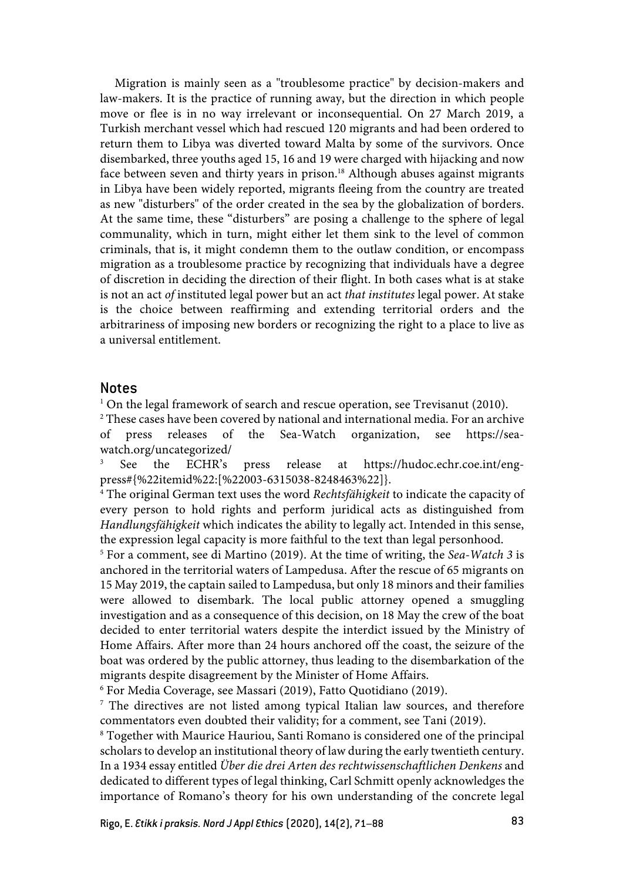Migration is mainly seen as a "troublesome practice" by decision-makers and law-makers. It is the practice of running away, but the direction in which people move or flee is in no way irrelevant or inconsequential. On 27 March 2019, a Turkish merchant vessel which had rescued 120 migrants and had been ordered to return them to Libya was diverted toward Malta by some of the survivors. Once disembarked, three youths aged 15, 16 and 19 were charged with hijacking and now face between seven and thirty years in prison.[18] Although abuses against migrants in Libya have been widely reported, migrants fleeing from the country are treated as new "disturbers" of the order created in the sea by the globalization of borders. At the same time, these "disturbers" are posing a challenge to the sphere of legal communality, which in turn, might either let them sink to the level of common criminals, that is, it might condemn them to the outlaw condition, or encompass migration as a troublesome practice by recognizing that individuals have a degree of discretion in deciding the direction of their flight. In both cases what is at stake is not an act *of* instituted legal power but an act *that institutes* legal power. At stake is the choice between reaffirming and extending territorial orders and the arbitrariness of imposing new borders or recognizing the right to a place to live as a universal entitlement.

## Notes

[1] On the legal framework of search and rescue operation, see Trevisanut (2010).

[2] These cases have been covered by national and international media. For an archive of press releases of the Sea-Watch organization, see https://sea-watch.org/uncategorized/

[3] See the ECHR's press release at https://hudoc.echr.coe.int/eng-press#{%22itemid%22:[%22003-6315038-8248463%22]}.

[4] The original German text uses the word *Rechtsfähigkeit* to indicate the capacity of every person to hold rights and perform juridical acts as distinguished from *Handlungsfähigkeit* which indicates the ability to legally act. Intended in this sense, the expression legal capacity is more faithful to the text than legal personhood.

[5] For a comment, see di Martino (2019). At the time of writing, the *Sea-Watch 3* is anchored in the territorial waters of Lampedusa. After the rescue of 65 migrants on 15 May 2019, the captain sailed to Lampedusa, but only 18 minors and their families were allowed to disembark. The local public attorney opened a smuggling investigation and as a consequence of this decision, on 18 May the crew of the boat decided to enter territorial waters despite the interdict issued by the Ministry of Home Affairs. After more than 24 hours anchored off the coast, the seizure of the boat was ordered by the public attorney, thus leading to the disembarkation of the migrants despite disagreement by the Minister of Home Affairs.

[6] For Media Coverage, see Massari (2019), Fatto Quotidiano (2019).

[7] The directives are not listed among typical Italian law sources, and therefore commentators even doubted their validity; for a comment, see Tani (2019).

[8] Together with Maurice Hauriou, Santi Romano is considered one of the principal scholars to develop an institutional theory of law during the early twentieth century. In a 1934 essay entitled *Über die drei Arten des rechtwissenschaftlichen Denkens* and dedicated to different types of legal thinking, Carl Schmitt openly acknowledges the importance of Romano's theory for his own understanding of the concrete legal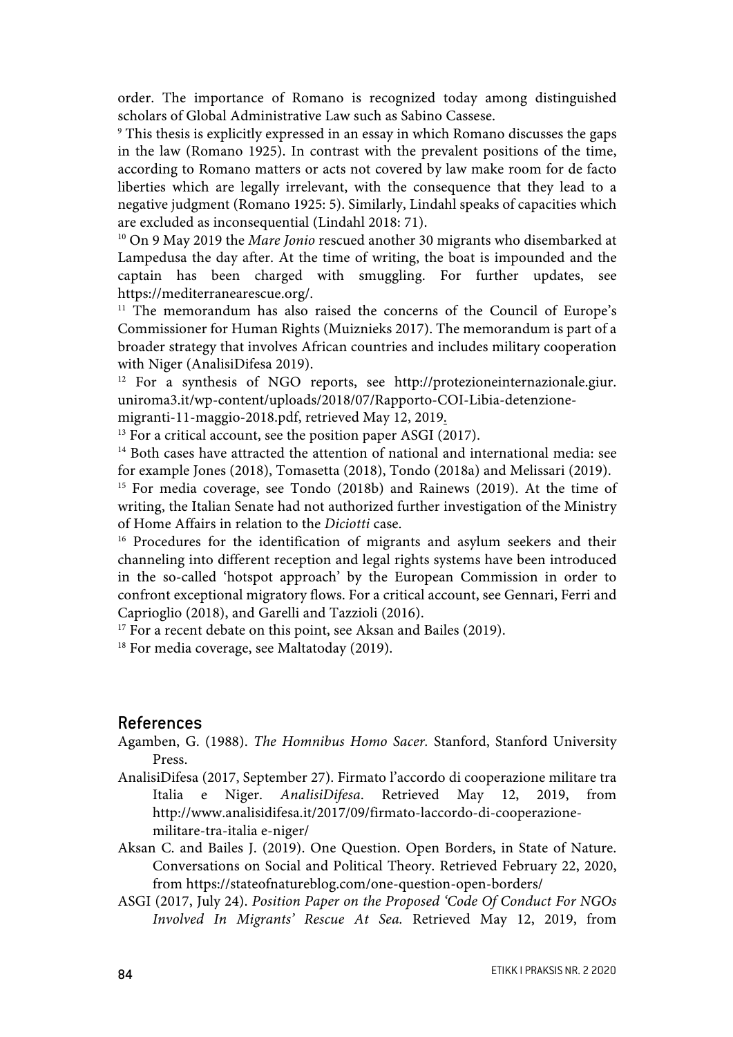order. The importance of Romano is recognized today among distinguished scholars of Global Administrative Law such as Sabino Cassese.

[9] This thesis is explicitly expressed in an essay in which Romano discusses the gaps in the law (Romano 1925). In contrast with the prevalent positions of the time, according to Romano matters or acts not covered by law make room for de facto liberties which are legally irrelevant, with the consequence that they lead to a negative judgment (Romano 1925: 5). Similarly, Lindahl speaks of capacities which are excluded as inconsequential (Lindahl 2018: 71).

[10] On 9 May 2019 the *Mare Jonio* rescued another 30 migrants who disembarked at Lampedusa the day after. At the time of writing, the boat is impounded and the captain has been charged with smuggling. For further updates, see https://mediterranearescue.org/.

[11] The memorandum has also raised the concerns of the Council of Europe's Commissioner for Human Rights (Muiznieks 2017). The memorandum is part of a broader strategy that involves African countries and includes military cooperation with Niger (AnalisiDifesa 2019).

[12] For a synthesis of NGO reports, see http://protezioneinternazionale.giur.uniroma3.it/wp-content/uploads/2018/07/Rapporto-COI-Libia-detenzione-migranti-11-maggio-2018.pdf, retrieved May 12, 2019.

[13] For a critical account, see the position paper ASGI (2017).

[14] Both cases have attracted the attention of national and international media: see for example Jones (2018), Tomasetta (2018), Tondo (2018a) and Melissari (2019).

[15] For media coverage, see Tondo (2018b) and Rainews (2019). At the time of writing, the Italian Senate had not authorized further investigation of the Ministry of Home Affairs in relation to the *Diciotti* case.

[16] Procedures for the identification of migrants and asylum seekers and their channeling into different reception and legal rights systems have been introduced in the so-called 'hotspot approach' by the European Commission in order to confront exceptional migratory flows. For a critical account, see Gennari, Ferri and Caprioglio (2018), and Garelli and Tazzioli (2016).

[17] For a recent debate on this point, see Aksan and Bailes (2019).

[18] For media coverage, see Maltatoday (2019).

## References

Agamben, G. (1988). *The Homnibus Homo Sacer.* Stanford, Stanford University Press.

AnalisiDifesa (2017, September 27). Firmato l'accordo di cooperazione militare tra Italia e Niger. *AnalisiDifesa*. Retrieved May 12, 2019, from http://www.analisidifesa.it/2017/09/firmato-laccordo-di-cooperazione-militare-tra-italia e-niger/

Aksan C. and Bailes J. (2019). One Question. Open Borders, in State of Nature. Conversations on Social and Political Theory. Retrieved February 22, 2020, from https://stateofnatureblog.com/one-question-open-borders/

ASGI (2017, July 24). *Position Paper on the Proposed 'Code Of Conduct For NGOs Involved In Migrants' Rescue At Sea.* Retrieved May 12, 2019, from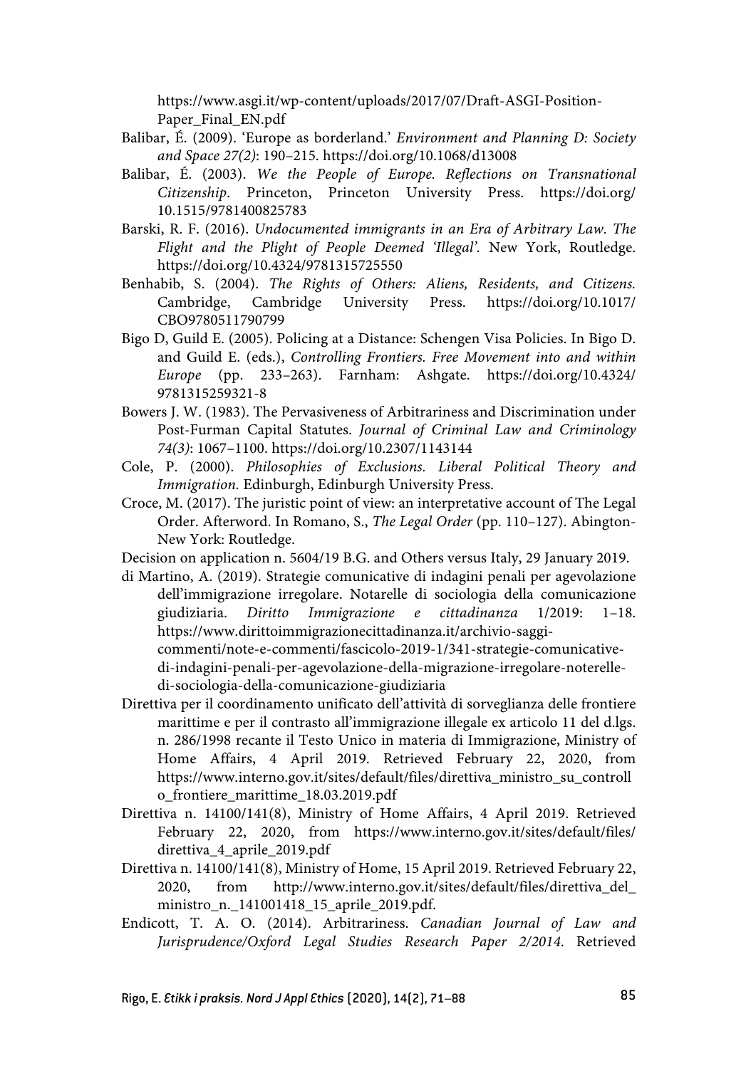https://www.asgi.it/wp-content/uploads/2017/07/Draft-ASGI-Position-Paper_Final_EN.pdf

Balibar, É. (2009). 'Europe as borderland.' *Environment and Planning D: Society and Space 27(2)*: 190–215. https://doi.org/10.1068/d13008

Balibar, É. (2003). *We the People of Europe. Reflections on Transnational Citizenship*. Princeton, Princeton University Press. https://doi.org/10.1515/9781400825783

Barski, R. F. (2016). *Undocumented immigrants in an Era of Arbitrary Law. The Flight and the Plight of People Deemed 'Illegal'.* New York, Routledge. https://doi.org/10.4324/9781315725550

Benhabib, S. (2004). *The Rights of Others: Aliens, Residents, and Citizens.* Cambridge, Cambridge University Press. https://doi.org/10.1017/CBO9780511790799

Bigo D, Guild E. (2005). Policing at a Distance: Schengen Visa Policies. In Bigo D. and Guild E. (eds.), *Controlling Frontiers. Free Movement into and within Europe* (pp. 233–263). Farnham: Ashgate. https://doi.org/10.4324/9781315259321-8

Bowers J. W. (1983). The Pervasiveness of Arbitrariness and Discrimination under Post-Furman Capital Statutes. *Journal of Criminal Law and Criminology 74(3)*: 1067–1100. https://doi.org/10.2307/1143144

Cole, P. (2000). *Philosophies of Exclusions. Liberal Political Theory and Immigration.* Edinburgh, Edinburgh University Press.

Croce, M. (2017). The juristic point of view: an interpretative account of The Legal Order. Afterword. In Romano, S., *The Legal Order* (pp. 110–127). Abington-New York: Routledge.

Decision on application n. 5604/19 B.G. and Others versus Italy, 29 January 2019.

di Martino, A. (2019). Strategie comunicative di indagini penali per agevolazione dell'immigrazione irregolare. Notarelle di sociologia della comunicazione giudiziaria. *Diritto Immigrazione e cittadinanza* 1/2019: 1–18. https://www.dirittoimmigrazionecittadinanza.it/archivio-saggi-commenti/note-e-commenti/fascicolo-2019-1/341-strategie-comunicative-di-indagini-penali-per-agevolazione-della-migrazione-irregolare-noterelle-di-sociologia-della-comunicazione-giudiziaria

Direttiva per il coordinamento unificato dell'attività di sorveglianza delle frontiere marittime e per il contrasto all'immigrazione illegale ex articolo 11 del d.lgs. n. 286/1998 recante il Testo Unico in materia di Immigrazione, Ministry of Home Affairs, 4 April 2019. Retrieved February 22, 2020, from https://www.interno.gov.it/sites/default/files/direttiva_ministro_su_controllo_frontiere_marittime_18.03.2019.pdf

Direttiva n. 14100/141(8), Ministry of Home Affairs, 4 April 2019. Retrieved February 22, 2020, from https://www.interno.gov.it/sites/default/files/direttiva_4_aprile_2019.pdf

Direttiva n. 14100/141(8), Ministry of Home, 15 April 2019. Retrieved February 22, 2020, from http://www.interno.gov.it/sites/default/files/direttiva_del_ministro_n._141001418_15_aprile_2019.pdf.

Endicott, T. A. O. (2014). Arbitrariness. *Canadian Journal of Law and Jurisprudence/Oxford Legal Studies Research Paper 2/2014*. Retrieved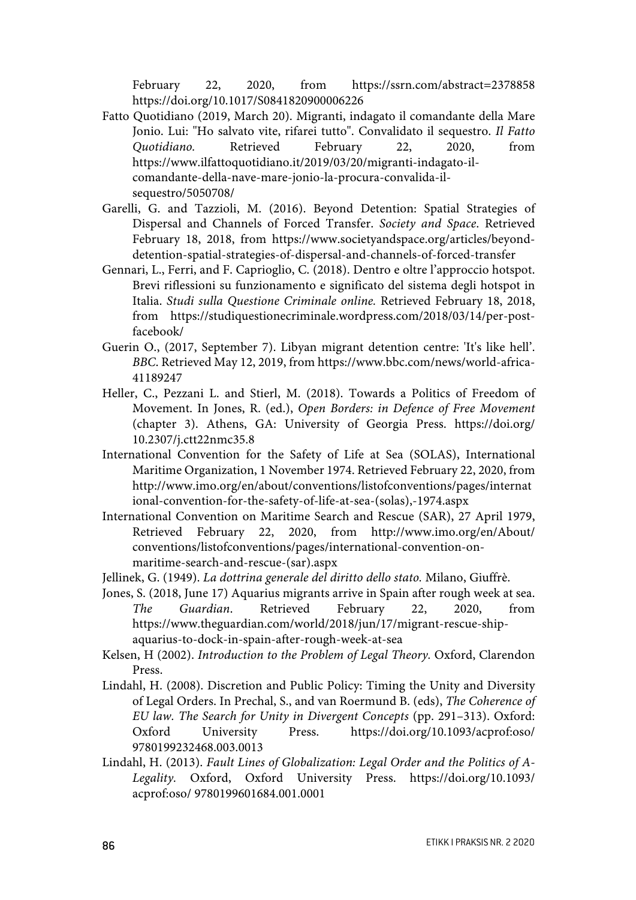February 22, 2020, from https://ssrn.com/abstract=2378858 https://doi.org/10.1017/S0841820900006226

Fatto Quotidiano (2019, March 20). Migranti, indagato il comandante della Mare Jonio. Lui: "Ho salvato vite, rifarei tutto". Convalidato il sequestro. *Il Fatto Quotidiano.* Retrieved February 22, 2020, from https://www.ilfattoquotidiano.it/2019/03/20/migranti-indagato-il-comandante-della-nave-mare-jonio-la-procura-convalida-il-sequestro/5050708/

Garelli, G. and Tazzioli, M. (2016). Beyond Detention: Spatial Strategies of Dispersal and Channels of Forced Transfer. *Society and Space.* Retrieved February 18, 2018, from https://www.societyandspace.org/articles/beyond-detention-spatial-strategies-of-dispersal-and-channels-of-forced-transfer

Gennari, L., Ferri, and F. Caprioglio, C. (2018). Dentro e oltre l'approccio hotspot. Brevi riflessioni su funzionamento e significato del sistema degli hotspot in Italia. *Studi sulla Questione Criminale online.* Retrieved February 18, 2018, from https://studiquestionecriminale.wordpress.com/2018/03/14/per-post-facebook/

Guerin O., (2017, September 7). Libyan migrant detention centre: 'It's like hell'. *BBC*. Retrieved May 12, 2019, from https://www.bbc.com/news/world-africa-41189247

Heller, C., Pezzani L. and Stierl, M. (2018). Towards a Politics of Freedom of Movement. In Jones, R. (ed.), *Open Borders: in Defence of Free Movement* (chapter 3). Athens, GA: University of Georgia Press. https://doi.org/10.2307/j.ctt22nmc35.8

International Convention for the Safety of Life at Sea (SOLAS), International Maritime Organization, 1 November 1974. Retrieved February 22, 2020, from http://www.imo.org/en/about/conventions/listofconventions/pages/international-convention-for-the-safety-of-life-at-sea-(solas),-1974.aspx

International Convention on Maritime Search and Rescue (SAR), 27 April 1979, Retrieved February 22, 2020, from http://www.imo.org/en/About/conventions/listofconventions/pages/international-convention-on-maritime-search-and-rescue-(sar).aspx

Jellinek, G. (1949). *La dottrina generale del diritto dello stato.* Milano, Giuffrè.

Jones, S. (2018, June 17) Aquarius migrants arrive in Spain after rough week at sea. *The Guardian*. Retrieved February 22, 2020, from https://www.theguardian.com/world/2018/jun/17/migrant-rescue-ship-aquarius-to-dock-in-spain-after-rough-week-at-sea

Kelsen, H (2002). *Introduction to the Problem of Legal Theory.* Oxford, Clarendon Press.

Lindahl, H. (2008). Discretion and Public Policy: Timing the Unity and Diversity of Legal Orders. In Prechal, S., and van Roermund B. (eds), *The Coherence of EU law. The Search for Unity in Divergent Concepts* (pp. 291–313). Oxford: Oxford University Press. https://doi.org/10.1093/acprof:oso/9780199232468.003.0013

Lindahl, H. (2013). *Fault Lines of Globalization: Legal Order and the Politics of A-Legality.* Oxford, Oxford University Press. https://doi.org/10.1093/acprof:oso/ 9780199601684.001.0001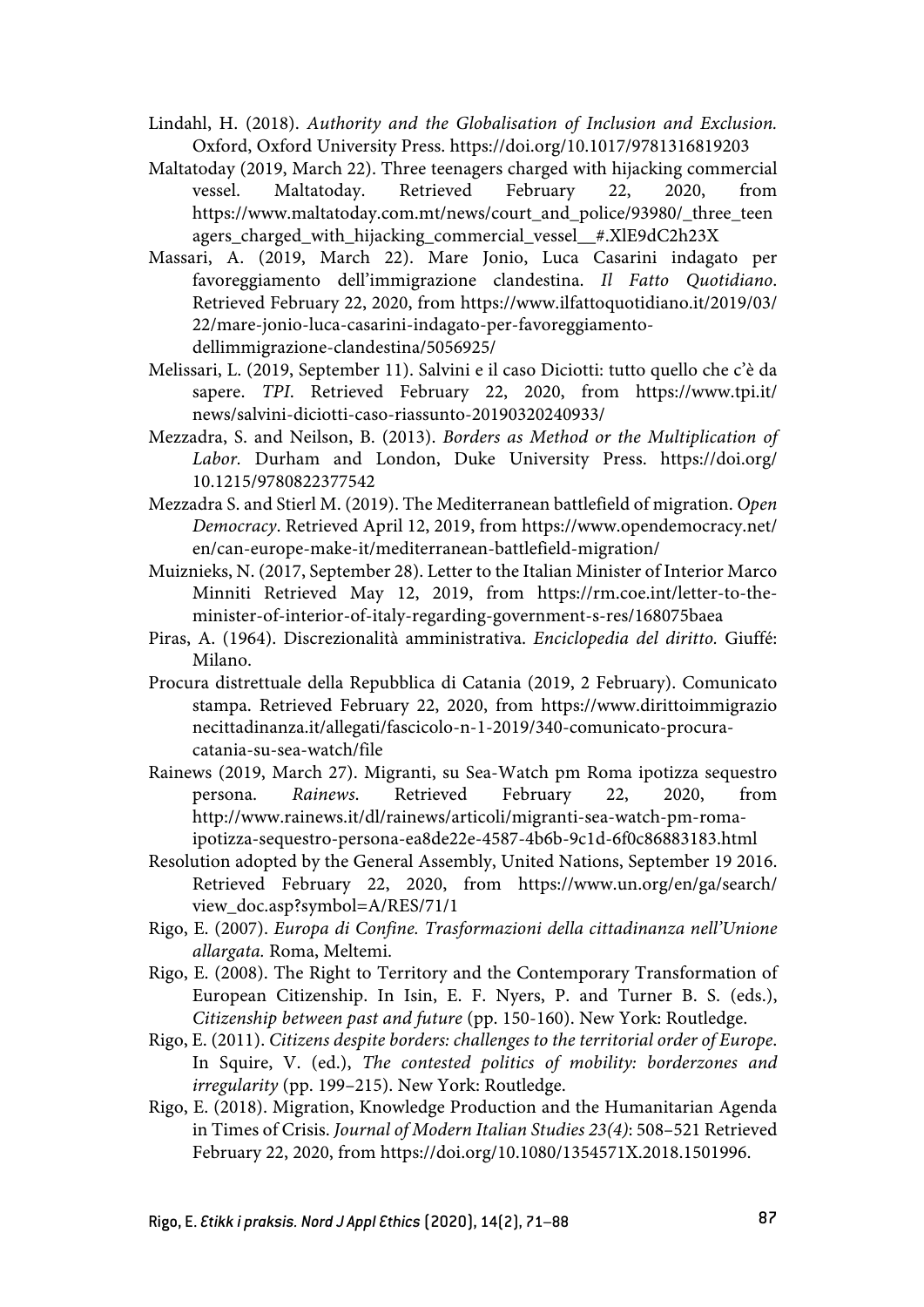Lindahl, H. (2018). *Authority and the Globalisation of Inclusion and Exclusion.* Oxford, Oxford University Press. https://doi.org/10.1017/9781316819203

Maltatoday (2019, March 22). Three teenagers charged with hijacking commercial vessel. Maltatoday. Retrieved February 22, 2020, from https://www.maltatoday.com.mt/news/court_and_police/93980/_three_teenagers_charged_with_hijacking_commercial_vessel__#.XlE9dC2h23X

Massari, A. (2019, March 22). Mare Jonio, Luca Casarini indagato per favoreggiamento dell'immigrazione clandestina. *Il Fatto Quotidiano*. Retrieved February 22, 2020, from https://www.ilfattoquotidiano.it/2019/03/22/mare-jonio-luca-casarini-indagato-per-favoreggiamento-dellimmigrazione-clandestina/5056925/

Melissari, L. (2019, September 11). Salvini e il caso Diciotti: tutto quello che c'è da sapere. *TPI*. Retrieved February 22, 2020, from https://www.tpi.it/news/salvini-diciotti-caso-riassunto-20190320240933/

Mezzadra, S. and Neilson, B. (2013). *Borders as Method or the Multiplication of Labor.* Durham and London, Duke University Press. https://doi.org/10.1215/9780822377542

Mezzadra S. and Stierl M. (2019). The Mediterranean battlefield of migration. *Open Democracy*. Retrieved April 12, 2019, from https://www.opendemocracy.net/en/can-europe-make-it/mediterranean-battlefield-migration/

Muiznieks, N. (2017, September 28). Letter to the Italian Minister of Interior Marco Minniti Retrieved May 12, 2019, from https://rm.coe.int/letter-to-the-minister-of-interior-of-italy-regarding-government-s-res/168075baea

Piras, A. (1964). Discrezionalità amministrativa. *Enciclopedia del diritto.* Giuffé: Milano.

Procura distrettuale della Repubblica di Catania (2019, 2 February). Comunicato stampa. Retrieved February 22, 2020, from https://www.dirittoimmigrazionecittadinanza.it/allegati/fascicolo-n-1-2019/340-comunicato-procura-catania-su-sea-watch/file

Rainews (2019, March 27). Migranti, su Sea-Watch pm Roma ipotizza sequestro persona. *Rainews*. Retrieved February 22, 2020, from http://www.rainews.it/dl/rainews/articoli/migranti-sea-watch-pm-roma-ipotizza-sequestro-persona-ea8de22e-4587-4b6b-9c1d-6f0c86883183.html

Resolution adopted by the General Assembly, United Nations, September 19 2016. Retrieved February 22, 2020, from https://www.un.org/en/ga/search/view_doc.asp?symbol=A/RES/71/1

Rigo, E. (2007). *Europa di Confine. Trasformazioni della cittadinanza nell'Unione allargata.* Roma, Meltemi.

Rigo, E. (2008). The Right to Territory and the Contemporary Transformation of European Citizenship. In Isin, E. F. Nyers, P. and Turner B. S. (eds.), *Citizenship between past and future* (pp. 150-160). New York: Routledge.

Rigo, E. (2011). *Citizens despite borders: challenges to the territorial order of Europe*. In Squire, V. (ed.), *The contested politics of mobility: borderzones and irregularity* (pp. 199–215). New York: Routledge.

Rigo, E. (2018). Migration, Knowledge Production and the Humanitarian Agenda in Times of Crisis. *Journal of Modern Italian Studies 23(4)*: 508–521 Retrieved February 22, 2020, from https://doi.org/10.1080/1354571X.2018.1501996.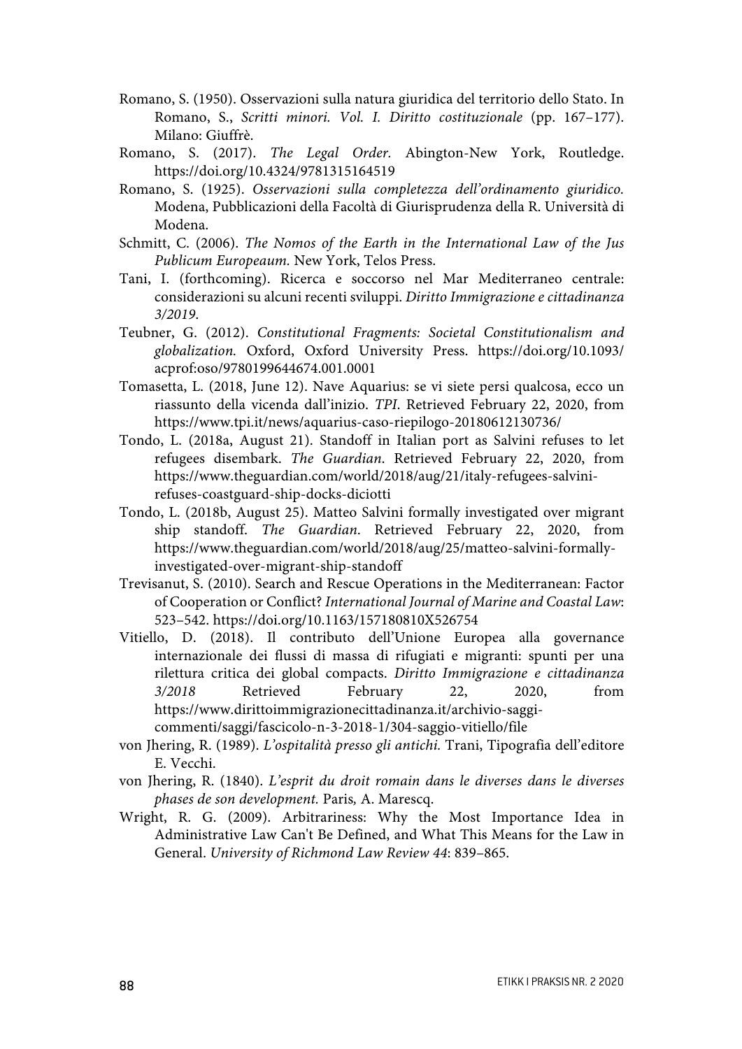Romano, S. (1950). Osservazioni sulla natura giuridica del territorio dello Stato. In Romano, S., *Scritti minori. Vol. I. Diritto costituzionale* (pp. 167–177). Milano: Giuffrè.

Romano, S. (2017). *The Legal Order*. Abington-New York, Routledge. https://doi.org/10.4324/9781315164519

Romano, S. (1925). *Osservazioni sulla completezza dell'ordinamento giuridico*. Modena, Pubblicazioni della Facoltà di Giurisprudenza della R. Università di Modena.

Schmitt, C. (2006). *The Nomos of the Earth in the International Law of the Jus Publicum Europeaum*. New York, Telos Press.

Tani, I. (forthcoming). Ricerca e soccorso nel Mar Mediterraneo centrale: considerazioni su alcuni recenti sviluppi. *Diritto Immigrazione e cittadinanza 3/2019*.

Teubner, G. (2012). *Constitutional Fragments: Societal Constitutionalism and globalization*. Oxford, Oxford University Press. https://doi.org/10.1093/acprof:oso/9780199644674.001.0001

Tomasetta, L. (2018, June 12). Nave Aquarius: se vi siete persi qualcosa, ecco un riassunto della vicenda dall'inizio. *TPI*. Retrieved February 22, 2020, from https://www.tpi.it/news/aquarius-caso-riepilogo-20180612130736/

Tondo, L. (2018a, August 21). Standoff in Italian port as Salvini refuses to let refugees disembark. *The Guardian*. Retrieved February 22, 2020, from https://www.theguardian.com/world/2018/aug/21/italy-refugees-salvini-refuses-coastguard-ship-docks-diciotti

Tondo, L. (2018b, August 25). Matteo Salvini formally investigated over migrant ship standoff. *The Guardian*. Retrieved February 22, 2020, from https://www.theguardian.com/world/2018/aug/25/matteo-salvini-formally-investigated-over-migrant-ship-standoff

Trevisanut, S. (2010). Search and Rescue Operations in the Mediterranean: Factor of Cooperation or Conflict? *International Journal of Marine and Coastal Law*: 523–542. https://doi.org/10.1163/157180810X526754

Vitiello, D. (2018). Il contributo dell'Unione Europea alla governance internazionale dei flussi di massa di rifugiati e migranti: spunti per una rilettura critica dei global compacts. *Diritto Immigrazione e cittadinanza 3/2018* Retrieved February 22, 2020, from https://www.dirittoimmigrazionecittadinanza.it/archivio-saggi-commenti/saggi/fascicolo-n-3-2018-1/304-saggio-vitiello/file

von Jhering, R. (1989). *L'ospitalità presso gli antichi*. Trani, Tipografia dell'editore E. Vecchi.

von Jhering, R. (1840). *L'esprit du droit romain dans le diverses dans le diverses phases de son development*. Paris, A. Marescq.

Wright, R. G. (2009). Arbitrariness: Why the Most Importance Idea in Administrative Law Can't Be Defined, and What This Means for the Law in General. *University of Richmond Law Review 44*: 839–865.